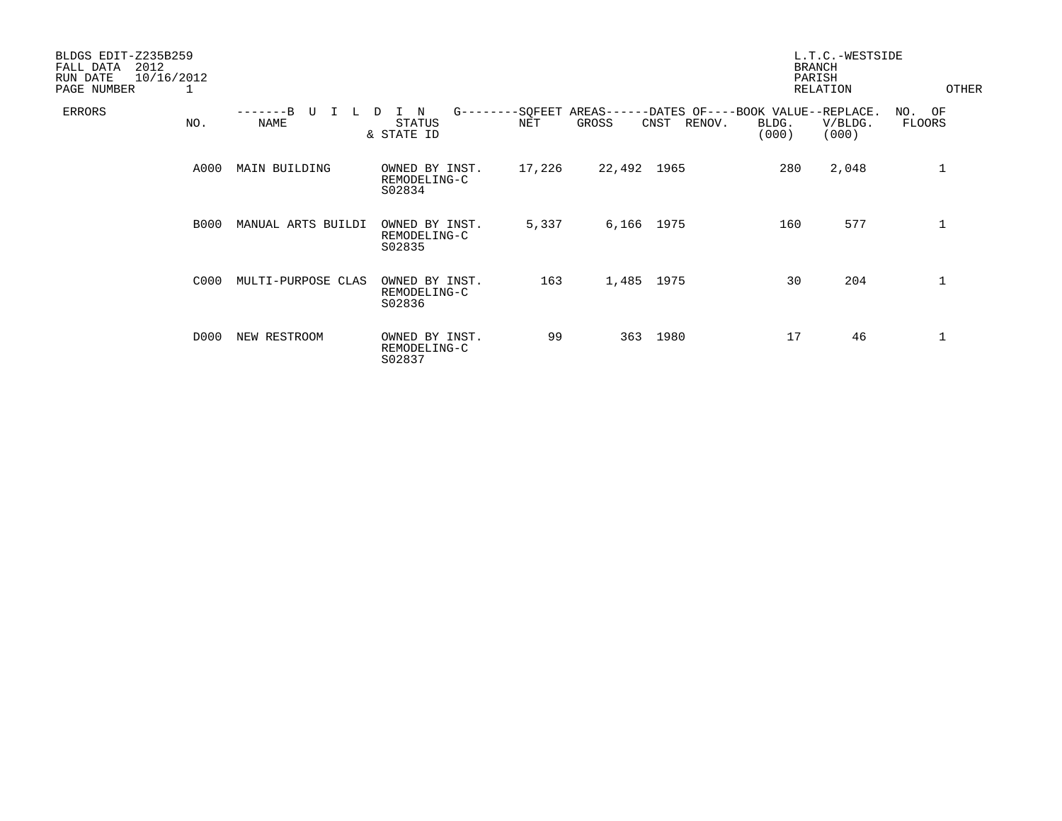BLDGS EDIT-Z235B259
FALL DATA 2012
RUN DATE 10/16/2012
PAGE NUMBER 1

L.T.C.-WESTSIDE
BRANCH
PARISH
RELATION

OTHER

| ERRORS | NO. | -------B U I L D I N G-------- NAME | STATUS & STATE ID | SQFEET AREAS NET | GROSS | DATES OF CNST | RENOV. | BOOK VALUE BLDG. (000) | REPLACE. V/BLDG. (000) | NO. OF FLOORS |
|---|---|---|---|---|---|---|---|---|---|---|
| | A000 | MAIN BUILDING | OWNED BY INST. REMODELING-C S02834 | 17,226 | 22,492 | 1965 | | 280 | 2,048 | 1 |
| | B000 | MANUAL ARTS BUILDI | OWNED BY INST. REMODELING-C S02835 | 5,337 | 6,166 | 1975 | | 160 | 577 | 1 |
| | C000 | MULTI-PURPOSE CLAS | OWNED BY INST. REMODELING-C S02836 | 163 | 1,485 | 1975 | | 30 | 204 | 1 |
| | D000 | NEW RESTROOM | OWNED BY INST. REMODELING-C S02837 | 99 | 363 | 1980 | | 17 | 46 | 1 |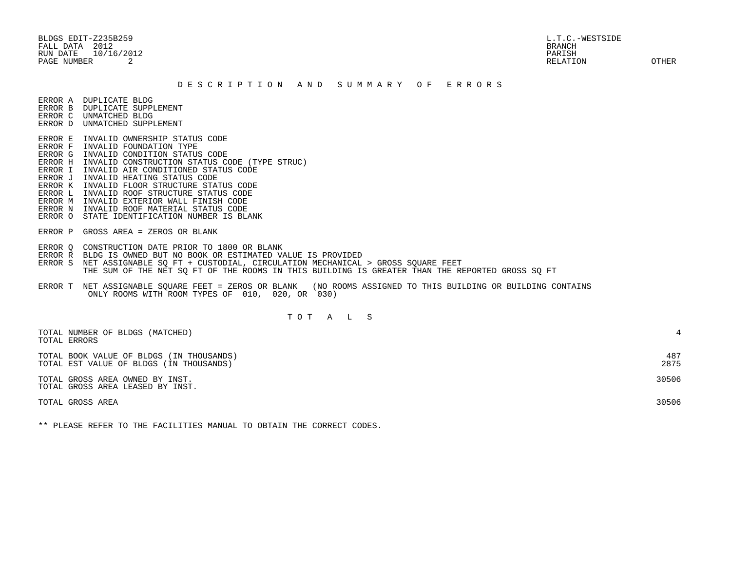BLDGS EDIT-Z235B259
FALL DATA 2012
RUN DATE 10/16/2012
PAGE NUMBER 2

L.T.C.-WESTSIDE
BRANCH
PARISH
RELATION OTHER

## D E S C R I P T I O N   A N D   S U M M A R Y   O F   E R R O R S

ERROR A DUPLICATE BLDG
ERROR B DUPLICATE SUPPLEMENT
ERROR C UNMATCHED BLDG
ERROR D UNMATCHED SUPPLEMENT

ERROR E INVALID OWNERSHIP STATUS CODE
ERROR F INVALID FOUNDATION TYPE
ERROR G INVALID CONDITION STATUS CODE
ERROR H INVALID CONSTRUCTION STATUS CODE (TYPE STRUC)
ERROR I INVALID AIR CONDITIONED STATUS CODE
ERROR J INVALID HEATING STATUS CODE
ERROR K INVALID FLOOR STRUCTURE STATUS CODE
ERROR L INVALID ROOF STRUCTURE STATUS CODE
ERROR M INVALID EXTERIOR WALL FINISH CODE
ERROR N INVALID ROOF MATERIAL STATUS CODE
ERROR O STATE IDENTIFICATION NUMBER IS BLANK

ERROR P GROSS AREA = ZEROS OR BLANK

ERROR Q CONSTRUCTION DATE PRIOR TO 1800 OR BLANK
ERROR R BLDG IS OWNED BUT NO BOOK OR ESTIMATED VALUE IS PROVIDED
ERROR S NET ASSIGNABLE SQ FT + CUSTODIAL, CIRCULATION MECHANICAL > GROSS SQUARE FEET
THE SUM OF THE NET SQ FT OF THE ROOMS IN THIS BUILDING IS GREATER THAN THE REPORTED GROSS SQ FT

ERROR T NET ASSIGNABLE SQUARE FEET = ZEROS OR BLANK (NO ROOMS ASSIGNED TO THIS BUILDING OR BUILDING CONTAINS ONLY ROOMS WITH ROOM TYPES OF 010, 020, OR 030)

## T O T A L S

| | |
|---|---|
| TOTAL NUMBER OF BLDGS (MATCHED) | 4 |
| TOTAL ERRORS | |
| TOTAL BOOK VALUE OF BLDGS (IN THOUSANDS) | 487 |
| TOTAL EST VALUE OF BLDGS (IN THOUSANDS) | 2875 |
| TOTAL GROSS AREA OWNED BY INST. | 30506 |
| TOTAL GROSS AREA LEASED BY INST. | |
| TOTAL GROSS AREA | 30506 |

** PLEASE REFER TO THE FACILITIES MANUAL TO OBTAIN THE CORRECT CODES.